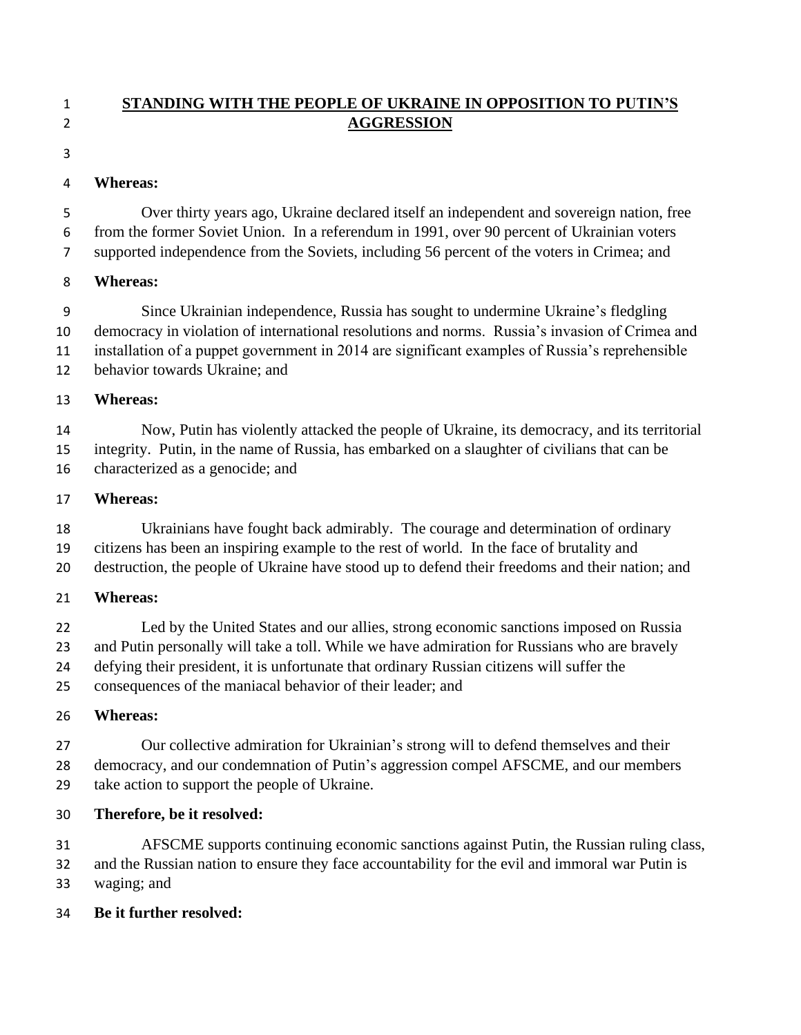# STANDING WITH THE PEOPLE OF UKRAINE IN OPPOSITION TO PUTIN'S AGGRESSION

**Whereas:**

Over thirty years ago, Ukraine declared itself an independent and sovereign nation, free from the former Soviet Union. In a referendum in 1991, over 90 percent of Ukrainian voters supported independence from the Soviets, including 56 percent of the voters in Crimea; and

**Whereas:**

Since Ukrainian independence, Russia has sought to undermine Ukraine's fledgling democracy in violation of international resolutions and norms. Russia's invasion of Crimea and installation of a puppet government in 2014 are significant examples of Russia's reprehensible behavior towards Ukraine; and

**Whereas:**

Now, Putin has violently attacked the people of Ukraine, its democracy, and its territorial integrity. Putin, in the name of Russia, has embarked on a slaughter of civilians that can be characterized as a genocide; and

**Whereas:**

Ukrainians have fought back admirably. The courage and determination of ordinary citizens has been an inspiring example to the rest of world. In the face of brutality and destruction, the people of Ukraine have stood up to defend their freedoms and their nation; and

**Whereas:**

Led by the United States and our allies, strong economic sanctions imposed on Russia and Putin personally will take a toll. While we have admiration for Russians who are bravely defying their president, it is unfortunate that ordinary Russian citizens will suffer the consequences of the maniacal behavior of their leader; and

**Whereas:**

Our collective admiration for Ukrainian's strong will to defend themselves and their democracy, and our condemnation of Putin's aggression compel AFSCME, and our members take action to support the people of Ukraine.

**Therefore, be it resolved:**

AFSCME supports continuing economic sanctions against Putin, the Russian ruling class, and the Russian nation to ensure they face accountability for the evil and immoral war Putin is waging; and

**Be it further resolved:**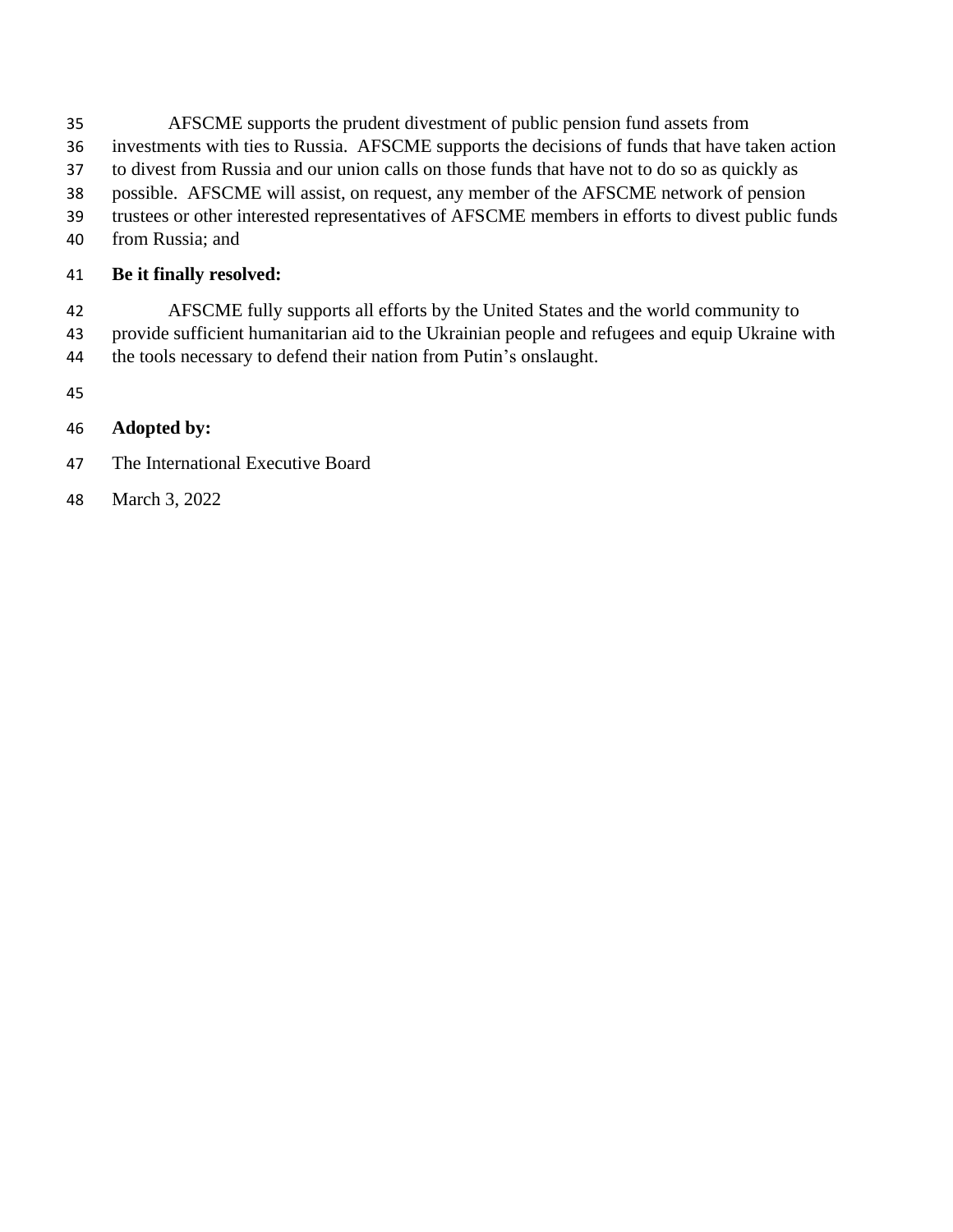AFSCME supports the prudent divestment of public pension fund assets from investments with ties to Russia. AFSCME supports the decisions of funds that have taken action to divest from Russia and our union calls on those funds that have not to do so as quickly as possible. AFSCME will assist, on request, any member of the AFSCME network of pension trustees or other interested representatives of AFSCME members in efforts to divest public funds from Russia; and

**Be it finally resolved:**

AFSCME fully supports all efforts by the United States and the world community to provide sufficient humanitarian aid to the Ukrainian people and refugees and equip Ukraine with the tools necessary to defend their nation from Putin's onslaught.

**Adopted by:**

The International Executive Board

March 3, 2022